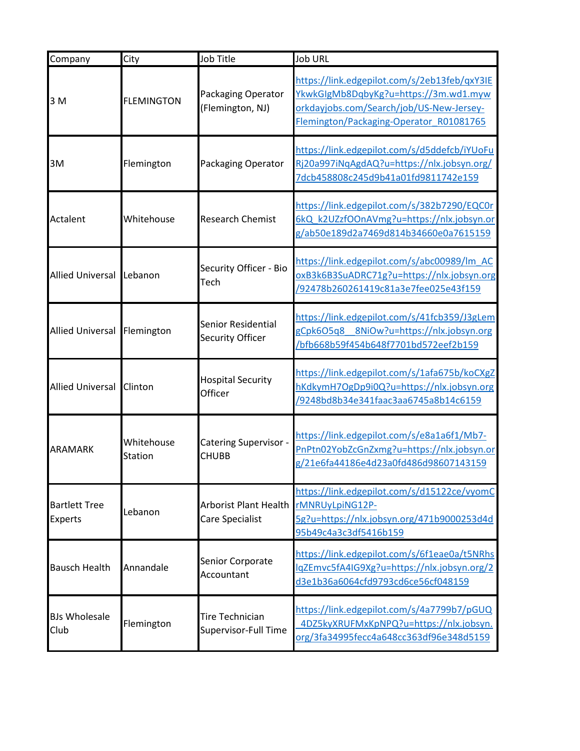| Company | City | Job Title | Job URL |
|---|---|---|---|
| 3 M | FLEMINGTON | Packaging Operator (Flemington, NJ) | https://link.edgepilot.com/s/2eb13feb/qxY3IEYkwkGIgMb8DqbyKg?u=https://3m.wd1.myworkdayjobs.com/Search/job/US-New-Jersey-Flemington/Packaging-Operator_R01081765 |
| 3M | Flemington | Packaging Operator | https://link.edgepilot.com/s/d5ddefcb/iYUoFuRj20a997iNqAgdAQ?u=https://nlx.jobsyn.org/7dcb458808c245d9b41a01fd9811742e159 |
| Actalent | Whitehouse | Research Chemist | https://link.edgepilot.com/s/382b7290/EQC0r6kQ_k2UZzfOOnAVmg?u=https://nlx.jobsyn.org/ab50e189d2a7469d814b34660e0a7615159 |
| Allied Universal | Lebanon | Security Officer - Bio Tech | https://link.edgepilot.com/s/abc00989/lm_ACoxB3k6B3SuADRC71g?u=https://nlx.jobsyn.org/92478b260261419c81a3e7fee025e43f159 |
| Allied Universal | Flemington | Senior Residential Security Officer | https://link.edgepilot.com/s/41fcb359/J3gLemgCpk6O5q8__8NiOw?u=https://nlx.jobsyn.org/bfb668b59f454b648f7701bd572eef2b159 |
| Allied Universal | Clinton | Hospital Security Officer | https://link.edgepilot.com/s/1afa675b/koCXgZhKdkymH7OgDp9i0Q?u=https://nlx.jobsyn.org/9248bd8b34e341faac3aa6745a8b14c6159 |
| ARAMARK | Whitehouse Station | Catering Supervisor - CHUBB | https://link.edgepilot.com/s/e8a1a6f1/Mb7-PnPtn02YobZcGnZxmg?u=https://nlx.jobsyn.org/21e6fa44186e4d23a0fd486d98607143159 |
| Bartlett Tree Experts | Lebanon | Arborist Plant Health Care Specialist | https://link.edgepilot.com/s/d15122ce/vyomCrMNRUyLpiNG12P-5g?u=https://nlx.jobsyn.org/471b9000253d4d95b49c4a3c3df5416b159 |
| Bausch Health | Annandale | Senior Corporate Accountant | https://link.edgepilot.com/s/6f1eae0a/t5NRhslqZEmvc5fA4IG9Xg?u=https://nlx.jobsyn.org/2d3e1b36a6064cfd9793cd6ce56cf048159 |
| BJs Wholesale Club | Flemington | Tire Technician Supervisor-Full Time | https://link.edgepilot.com/s/4a7799b7/pGUQ_4DZ5kyXRUFMxKpNPQ?u=https://nlx.jobsyn.org/3fa34995fecc4a648cc363df96e348d5159 |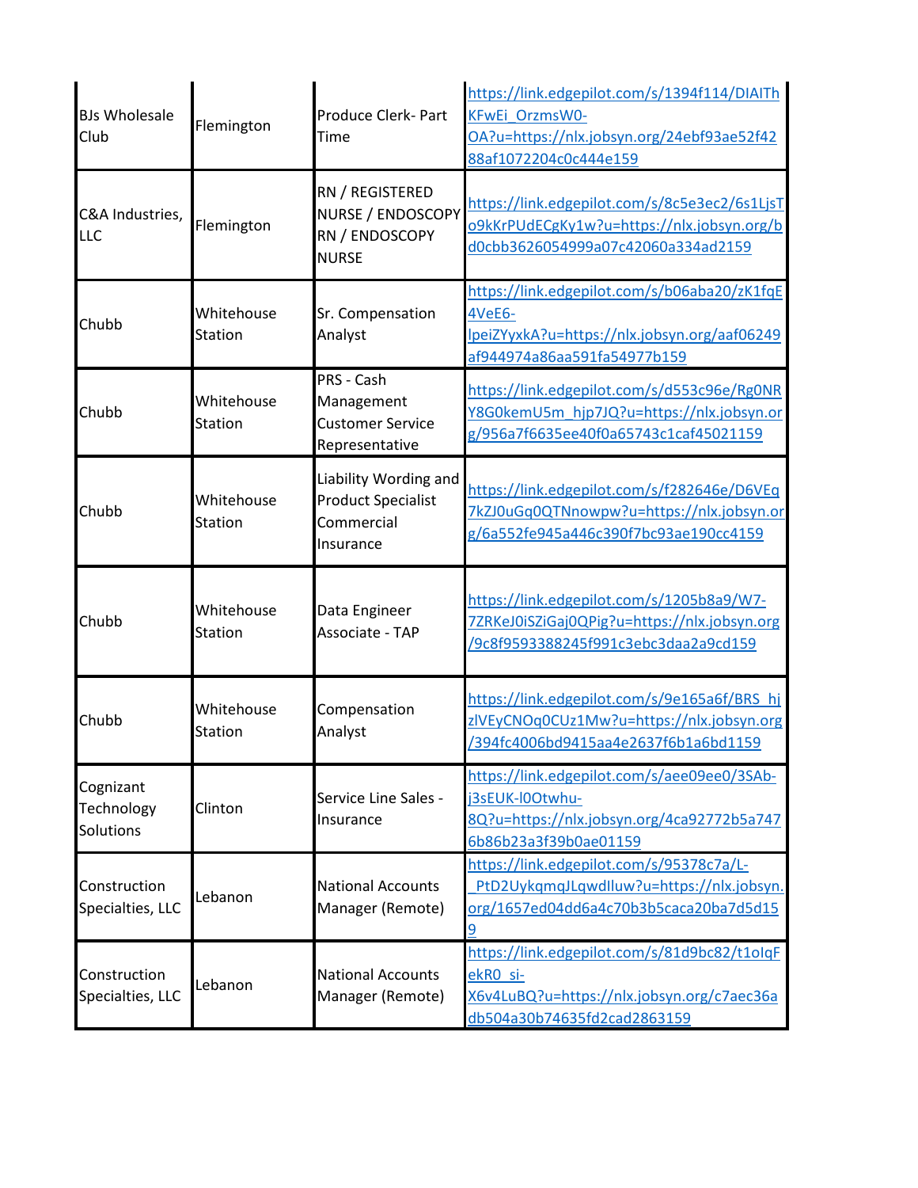| | | | |
|---|---|---|---|
| BJs Wholesale Club | Flemington | Produce Clerk- Part Time | https://link.edgepilot.com/s/1394f114/DIAIThKFwEi_OrzmsW0-OA?u=https://nlx.jobsyn.org/24ebf93ae52f4288af1072204c0c444e159 |
| C&A Industries, LLC | Flemington | RN / REGISTERED NURSE / ENDOSCOPY RN / ENDOSCOPY NURSE | https://link.edgepilot.com/s/8c5e3ec2/6s1LjsTo9kKrPUdECgKy1w?u=https://nlx.jobsyn.org/bd0cbb3626054999a07c42060a334ad2159 |
| Chubb | Whitehouse Station | Sr. Compensation Analyst | https://link.edgepilot.com/s/b06aba20/zK1fqE4VeE6-lpeiZYyxkA?u=https://nlx.jobsyn.org/aaf06249af944974a86aa591fa54977b159 |
| Chubb | Whitehouse Station | PRS - Cash Management Customer Service Representative | https://link.edgepilot.com/s/d553c96e/Rg0NRY8G0kemU5m_hjp7JQ?u=https://nlx.jobsyn.org/956a7f6635ee40f0a65743c1caf45021159 |
| Chubb | Whitehouse Station | Liability Wording and Product Specialist Commercial Insurance | https://link.edgepilot.com/s/f282646e/D6VEq7kZJ0uGq0QTNnowpw?u=https://nlx.jobsyn.org/6a552fe945a446c390f7bc93ae190cc4159 |
| Chubb | Whitehouse Station | Data Engineer Associate - TAP | https://link.edgepilot.com/s/1205b8a9/W7-7ZRKeJ0iSZiGaj0QPig?u=https://nlx.jobsyn.org/9c8f9593388245f991c3ebc3daa2a9cd159 |
| Chubb | Whitehouse Station | Compensation Analyst | https://link.edgepilot.com/s/9e165a6f/BRS_hjzlVEyCNOq0CUz1Mw?u=https://nlx.jobsyn.org/394fc4006bd9415aa4e2637f6b1a6bd1159 |
| Cognizant Technology Solutions | Clinton | Service Line Sales - Insurance | https://link.edgepilot.com/s/aee09ee0/3SAb-j3sEUK-l0Otwhu-8Q?u=https://nlx.jobsyn.org/4ca92772b5a7476b86b23a3f39b0ae01159 |
| Construction Specialties, LLC | Lebanon | National Accounts Manager (Remote) | https://link.edgepilot.com/s/95378c7a/L-_PtD2UykqmqJLqwdlluw?u=https://nlx.jobsyn.org/1657ed04dd6a4c70b3b5caca20ba7d5d159 |
| Construction Specialties, LLC | Lebanon | National Accounts Manager (Remote) | https://link.edgepilot.com/s/81d9bc82/t1oIqFekR0_si-X6v4LuBQ?u=https://nlx.jobsyn.org/c7aec36adb504a30b74635fd2cad2863159 |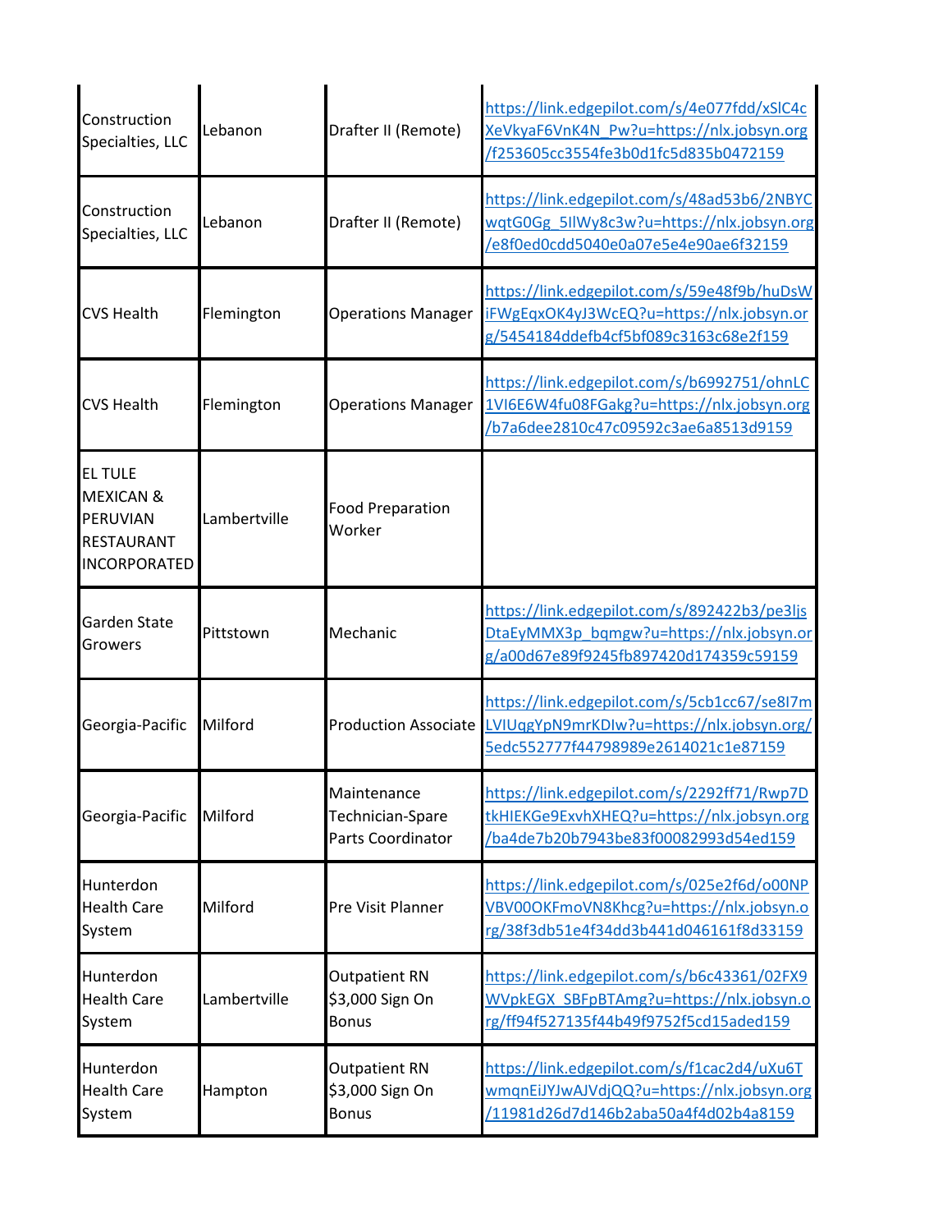| | | | |
|---|---|---|---|
| Construction Specialties, LLC | Lebanon | Drafter II (Remote) | https://link.edgepilot.com/s/4e077fdd/xSlC4cXeVkyaF6VnK4N_Pw?u=https://nlx.jobsyn.org/f253605cc3554fe3b0d1fc5d835b0472159 |
| Construction Specialties, LLC | Lebanon | Drafter II (Remote) | https://link.edgepilot.com/s/48ad53b6/2NBYCwqtG0Gg_5IlWy8c3w?u=https://nlx.jobsyn.org/e8f0ed0cdd5040e0a07e5e4e90ae6f32159 |
| CVS Health | Flemington | Operations Manager | https://link.edgepilot.com/s/59e48f9b/huDsWiFWgEqxOK4yJ3WcEQ?u=https://nlx.jobsyn.org/5454184ddefb4cf5bf089c3163c68e2f159 |
| CVS Health | Flemington | Operations Manager | https://link.edgepilot.com/s/b6992751/ohnLC1VI6E6W4fu08FGakg?u=https://nlx.jobsyn.org/b7a6dee2810c47c09592c3ae6a8513d9159 |
| EL TULE MEXICAN & PERUVIAN RESTAURANT INCORPORATED | Lambertville | Food Preparation Worker | |
| Garden State Growers | Pittstown | Mechanic | https://link.edgepilot.com/s/892422b3/pe3ljsDtaEyMMX3p_bqmgw?u=https://nlx.jobsyn.org/a00d67e89f9245fb897420d174359c59159 |
| Georgia-Pacific | Milford | Production Associate | https://link.edgepilot.com/s/5cb1cc67/se8I7mLVIUqgYpN9mrKDIw?u=https://nlx.jobsyn.org/5edc552777f44798989e2614021c1e87159 |
| Georgia-Pacific | Milford | Maintenance Technician-Spare Parts Coordinator | https://link.edgepilot.com/s/2292ff71/Rwp7DtkHIEKGe9ExvhXHEQ?u=https://nlx.jobsyn.org/ba4de7b20b7943be83f00082993d54ed159 |
| Hunterdon Health Care System | Milford | Pre Visit Planner | https://link.edgepilot.com/s/025e2f6d/o00NPVBV00OKFmoVN8Khcg?u=https://nlx.jobsyn.org/38f3db51e4f34dd3b441d046161f8d33159 |
| Hunterdon Health Care System | Lambertville | Outpatient RN $3,000 Sign On Bonus | https://link.edgepilot.com/s/b6c43361/02FX9WVpkEGX_SBFpBTAmg?u=https://nlx.jobsyn.org/ff94f527135f44b49f9752f5cd15aded159 |
| Hunterdon Health Care System | Hampton | Outpatient RN $3,000 Sign On Bonus | https://link.edgepilot.com/s/f1cac2d4/uXu6TwmqnEiJYJwAJVdjQQ?u=https://nlx.jobsyn.org/11981d26d7d146b2aba50a4f4d02b4a8159 |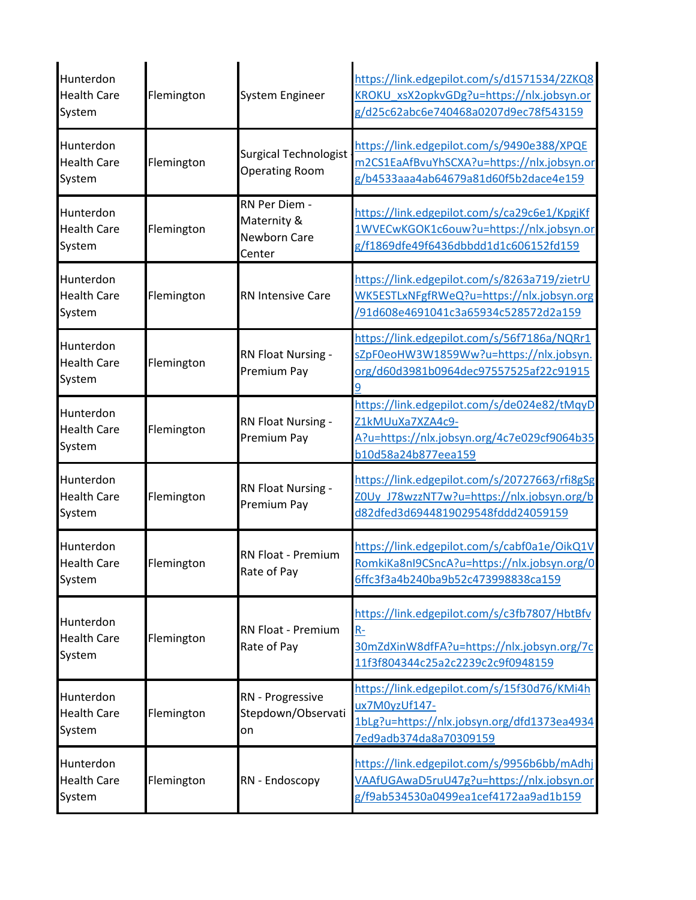| | | | |
|---|---|---|---|
| Hunterdon Health Care System | Flemington | System Engineer | https://link.edgepilot.com/s/d1571534/2ZKQ8KROKU_xsX2opkvGDg?u=https://nlx.jobsyn.org/d25c62abc6e740468a0207d9ec78f543159 |
| Hunterdon Health Care System | Flemington | Surgical Technologist - Operating Room | https://link.edgepilot.com/s/9490e388/XPQEm2CS1EaAfBvuYhSCXA?u=https://nlx.jobsyn.org/b4533aaa4ab64679a81d60f5b2dace4e159 |
| Hunterdon Health Care System | Flemington | RN Per Diem - Maternity & Newborn Care Center | https://link.edgepilot.com/s/ca29c6e1/KpgjKf1WVECwKGOK1c6ouw?u=https://nlx.jobsyn.org/f1869dfe49f6436dbbdd1d1c606152fd159 |
| Hunterdon Health Care System | Flemington | RN Intensive Care | https://link.edgepilot.com/s/8263a719/zietrUWK5ESTLxNFgfRWeQ?u=https://nlx.jobsyn.org/91d608e4691041c3a65934c528572d2a159 |
| Hunterdon Health Care System | Flemington | RN Float Nursing - Premium Pay | https://link.edgepilot.com/s/56f7186a/NQRr1sZpF0eoHW3W1859Ww?u=https://nlx.jobsyn.org/d60d3981b0964dec97557525af22c919159 |
| Hunterdon Health Care System | Flemington | RN Float Nursing - Premium Pay | https://link.edgepilot.com/s/de024e82/tMqyDZ1kMUuXa7XZA4c9-A?u=https://nlx.jobsyn.org/4c7e029cf9064b35b10d58a24b877eea159 |
| Hunterdon Health Care System | Flemington | RN Float Nursing - Premium Pay | https://link.edgepilot.com/s/20727663/rfi8gSgZ0Uy_J78wzzNT7w?u=https://nlx.jobsyn.org/bd82dfed3d6944819029548fddd24059159 |
| Hunterdon Health Care System | Flemington | RN Float - Premium Rate of Pay | https://link.edgepilot.com/s/cabf0a1e/OikQ1VRomkiKa8nI9CSncA?u=https://nlx.jobsyn.org/06ffc3f3a4b240ba9b52c473998838ca159 |
| Hunterdon Health Care System | Flemington | RN Float - Premium Rate of Pay | https://link.edgepilot.com/s/c3fb7807/HbtBfvR-30mZdXinW8dfFA?u=https://nlx.jobsyn.org/7c11f3f804344c25a2c2239c2c9f0948159 |
| Hunterdon Health Care System | Flemington | RN - Progressive Stepdown/Observation | https://link.edgepilot.com/s/15f30d76/KMi4hux7M0yzUf147-1bLg?u=https://nlx.jobsyn.org/dfd1373ea49347ed9adb374da8a70309159 |
| Hunterdon Health Care System | Flemington | RN - Endoscopy | https://link.edgepilot.com/s/9956b6bb/mAdhjVAAfUGAwaD5ruU47g?u=https://nlx.jobsyn.org/f9ab534530a0499ea1cef4172aa9ad1b159 |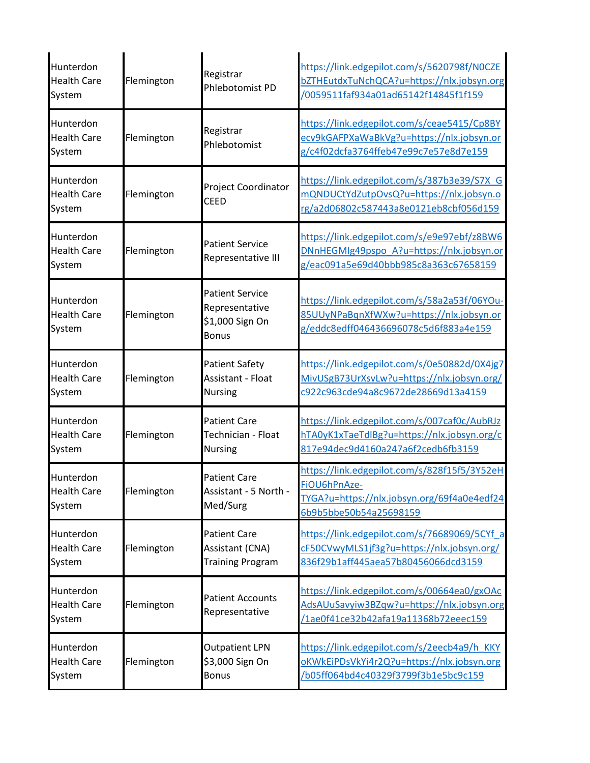| | | | |
|---|---|---|---|
| Hunterdon Health Care System | Flemington | Registrar Phlebotomist PD | https://link.edgepilot.com/s/5620798f/N0CZEbZTHEutdxTuNchQCA?u=https://nlx.jobsyn.org/0059511faf934a01ad65142f14845f1f159 |
| Hunterdon Health Care System | Flemington | Registrar Phlebotomist | https://link.edgepilot.com/s/ceae5415/Cp8BYecv9kGAFPXaWaBkVg?u=https://nlx.jobsyn.org/c4f02dcfa3764ffeb47e99c7e57e8d7e159 |
| Hunterdon Health Care System | Flemington | Project Coordinator CEED | https://link.edgepilot.com/s/387b3e39/S7X_GmQNDUCtYdZutpOvsQ?u=https://nlx.jobsyn.org/a2d06802c587443a8e0121eb8cbf056d159 |
| Hunterdon Health Care System | Flemington | Patient Service Representative III | https://link.edgepilot.com/s/e9e97ebf/z8BW6DNnHEGMIg49pspo_A?u=https://nlx.jobsyn.org/eac091a5e69d40bbb985c8a363c67658159 |
| Hunterdon Health Care System | Flemington | Patient Service Representative $1,000 Sign On Bonus | https://link.edgepilot.com/s/58a2a53f/06YOu-85UUyNPaBqnXfWXw?u=https://nlx.jobsyn.org/eddc8edff046436696078c5d6f883a4e159 |
| Hunterdon Health Care System | Flemington | Patient Safety Assistant - Float Nursing | https://link.edgepilot.com/s/0e50882d/0X4jg7MivUSgB73UrXsvLw?u=https://nlx.jobsyn.org/c922c963cde94a8c9672de28669d13a4159 |
| Hunterdon Health Care System | Flemington | Patient Care Technician - Float Nursing | https://link.edgepilot.com/s/007caf0c/AubRJzhTA0yK1xTaeTdlBg?u=https://nlx.jobsyn.org/c817e94dec9d4160a247a6f2cedb6fb3159 |
| Hunterdon Health Care System | Flemington | Patient Care Assistant - 5 North - Med/Surg | https://link.edgepilot.com/s/828f15f5/3Y52eHFiOU6hPnAze-TYGA?u=https://nlx.jobsyn.org/69f4a0e4edf246b9b5bbe50b54a25698159 |
| Hunterdon Health Care System | Flemington | Patient Care Assistant (CNA) Training Program | https://link.edgepilot.com/s/76689069/5CYf_acF50CVwyMLS1jf3g?u=https://nlx.jobsyn.org/836f29b1aff445aea57b80456066dcd3159 |
| Hunterdon Health Care System | Flemington | Patient Accounts Representative | https://link.edgepilot.com/s/00664ea0/gxOAcAdsAUuSavyiw3BZqw?u=https://nlx.jobsyn.org/1ae0f41ce32b42afa19a11368b72eeec159 |
| Hunterdon Health Care System | Flemington | Outpatient LPN $3,000 Sign On Bonus | https://link.edgepilot.com/s/2eecb4a9/h_KKYoKWkEiPDsVkYi4r2Q?u=https://nlx.jobsyn.org/b05ff064bd4c40329f3799f3b1e5bc9c159 |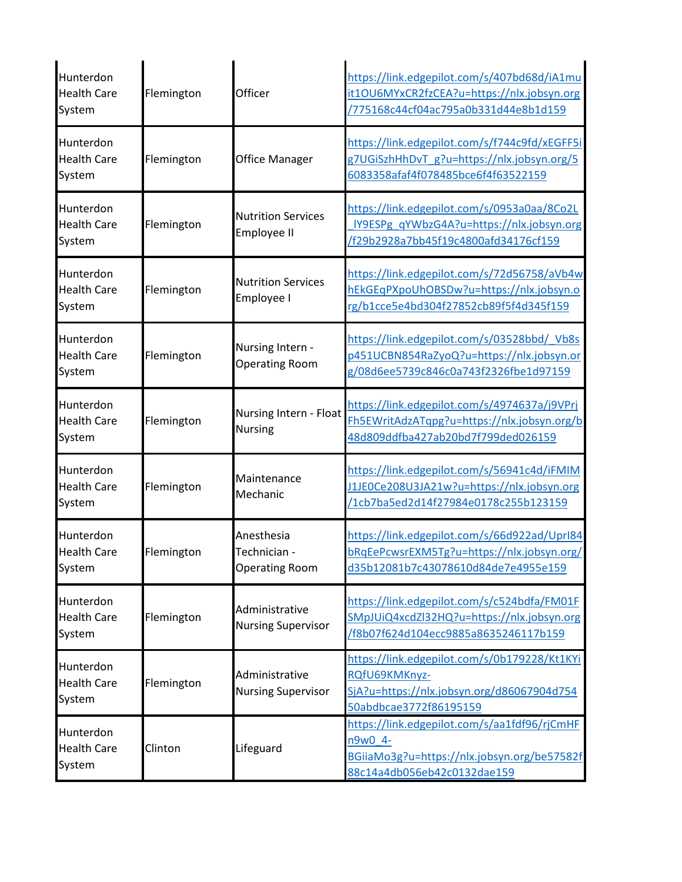| | | | |
|---|---|---|---|
| Hunterdon Health Care System | Flemington | Officer | https://link.edgepilot.com/s/407bd68d/iA1muit1OU6MYxCR2fzCEA?u=https://nlx.jobsyn.org/775168c44cf04ac795a0b331d44e8b1d159 |
| Hunterdon Health Care System | Flemington | Office Manager | https://link.edgepilot.com/s/f744c9fd/xEGFF5ig7UGiSzhHhDvT_g?u=https://nlx.jobsyn.org/56083358afaf4f078485bce6f4f63522159 |
| Hunterdon Health Care System | Flemington | Nutrition Services Employee II | https://link.edgepilot.com/s/0953a0aa/8Co2L_lY9ESPg_qYWbzG4A?u=https://nlx.jobsyn.org/f29b2928a7bb45f19c4800afd34176cf159 |
| Hunterdon Health Care System | Flemington | Nutrition Services Employee I | https://link.edgepilot.com/s/72d56758/aVb4whEkGEqPXpoUhOBSDw?u=https://nlx.jobsyn.org/b1cce5e4bd304f27852cb89f5f4d345f159 |
| Hunterdon Health Care System | Flemington | Nursing Intern - Operating Room | https://link.edgepilot.com/s/03528bbd/_Vb8sp451UCBN854RaZyoQ?u=https://nlx.jobsyn.org/08d6ee5739c846c0a743f2326fbe1d97159 |
| Hunterdon Health Care System | Flemington | Nursing Intern - Float Nursing | https://link.edgepilot.com/s/4974637a/j9VPrjFh5EWritAdzATqpg?u=https://nlx.jobsyn.org/b48d809ddfba427ab20bd7f799ded026159 |
| Hunterdon Health Care System | Flemington | Maintenance Mechanic | https://link.edgepilot.com/s/56941c4d/iFMIMJ1JE0Ce208U3JA21w?u=https://nlx.jobsyn.org/1cb7ba5ed2d14f27984e0178c255b123159 |
| Hunterdon Health Care System | Flemington | Anesthesia Technician - Operating Room | https://link.edgepilot.com/s/66d922ad/UprI84bRqEePcwsrEXM5Tg?u=https://nlx.jobsyn.org/d35b12081b7c43078610d84de7e4955e159 |
| Hunterdon Health Care System | Flemington | Administrative Nursing Supervisor | https://link.edgepilot.com/s/c524bdfa/FM01FSMpJUiQ4xcdZl32HQ?u=https://nlx.jobsyn.org/f8b07f624d104ecc9885a8635246117b159 |
| Hunterdon Health Care System | Flemington | Administrative Nursing Supervisor | https://link.edgepilot.com/s/0b179228/Kt1KYiRQfU69KMKnyz-SjA?u=https://nlx.jobsyn.org/d86067904d75450abdbcae3772f86195159 |
| Hunterdon Health Care System | Clinton | Lifeguard | https://link.edgepilot.com/s/aa1fdf96/rjCmHFn9w0_4-BGiiaMo3g?u=https://nlx.jobsyn.org/be57582f88c14a4db056eb42c0132dae159 |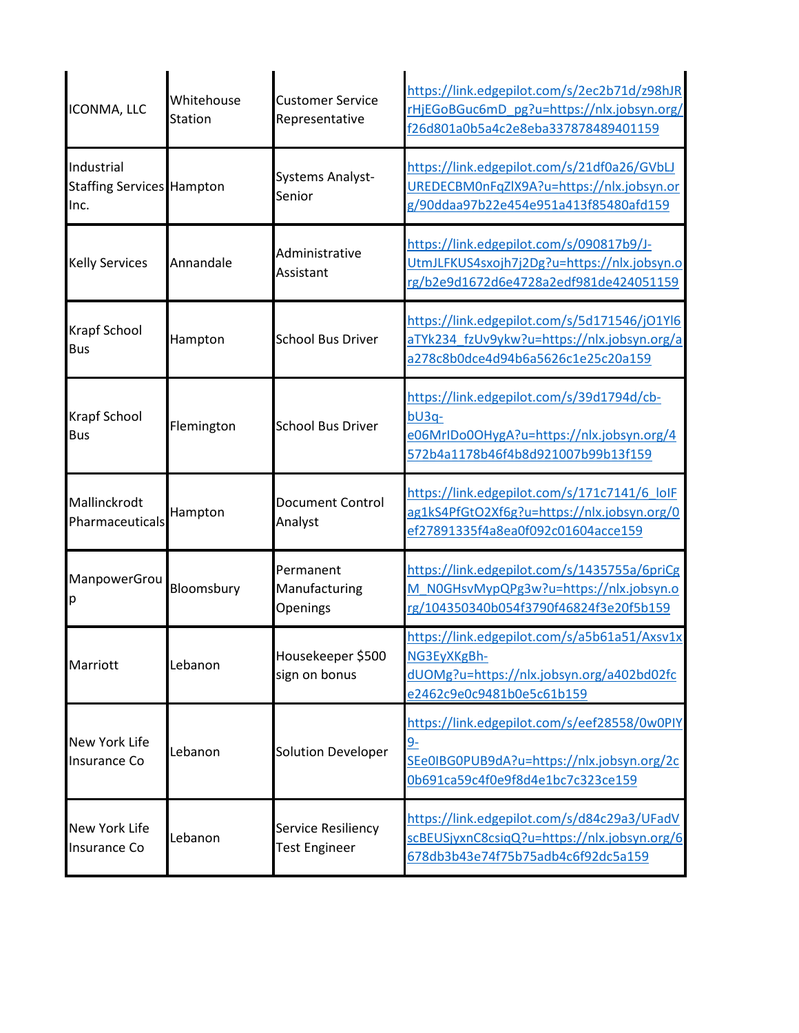| | | | |
|---|---|---|---|
| ICONMA, LLC | Whitehouse Station | Customer Service Representative | https://link.edgepilot.com/s/2ec2b71d/z98hJRrHjEGoBGuc6mD_pg?u=https://nlx.jobsyn.org/f26d801a0b5a4c2e8eba337878489401159 |
| Industrial Staffing Services Inc. | Hampton | Systems Analyst-Senior | https://link.edgepilot.com/s/21df0a26/GVbLJUREDECBM0nFqZlX9A?u=https://nlx.jobsyn.org/90ddaa97b22e454e951a413f85480afd159 |
| Kelly Services | Annandale | Administrative Assistant | https://link.edgepilot.com/s/090817b9/J-UtmJLFKUS4sxojh7j2Dg?u=https://nlx.jobsyn.org/b2e9d1672d6e4728a2edf981de424051159 |
| Krapf School Bus | Hampton | School Bus Driver | https://link.edgepilot.com/s/5d171546/jO1Yl6aTYk234_fzUv9ykw?u=https://nlx.jobsyn.org/aa278c8b0dce4d94b6a5626c1e25c20a159 |
| Krapf School Bus | Flemington | School Bus Driver | https://link.edgepilot.com/s/39d1794d/cb-bU3q-e06MrIDo0OHygA?u=https://nlx.jobsyn.org/4572b4a1178b46f4b8d921007b99b13f159 |
| Mallinckrodt Pharmaceuticals | Hampton | Document Control Analyst | https://link.edgepilot.com/s/171c7141/6_loIFag1kS4PfGtO2Xf6g?u=https://nlx.jobsyn.org/0ef27891335f4a8ea0f092c01604acce159 |
| ManpowerGroup | Bloomsbury | Permanent Manufacturing Openings | https://link.edgepilot.com/s/1435755a/6priCgM_N0GHsvMypQPg3w?u=https://nlx.jobsyn.org/104350340b054f3790f46824f3e20f5b159 |
| Marriott | Lebanon | Housekeeper $500 sign on bonus | https://link.edgepilot.com/s/a5b61a51/Axsv1xNG3EyXKgBh-dUOMg?u=https://nlx.jobsyn.org/a402bd02fce2462c9e0c9481b0e5c61b159 |
| New York Life Insurance Co | Lebanon | Solution Developer | https://link.edgepilot.com/s/eef28558/0w0PIY9-SEe0IBG0PUB9dA?u=https://nlx.jobsyn.org/2c0b691ca59c4f0e9f8d4e1bc7c323ce159 |
| New York Life Insurance Co | Lebanon | Service Resiliency Test Engineer | https://link.edgepilot.com/s/d84c29a3/UFadVscBEUSjyxnC8csiqQ?u=https://nlx.jobsyn.org/6678db3b43e74f75b75adb4c6f92dc5a159 |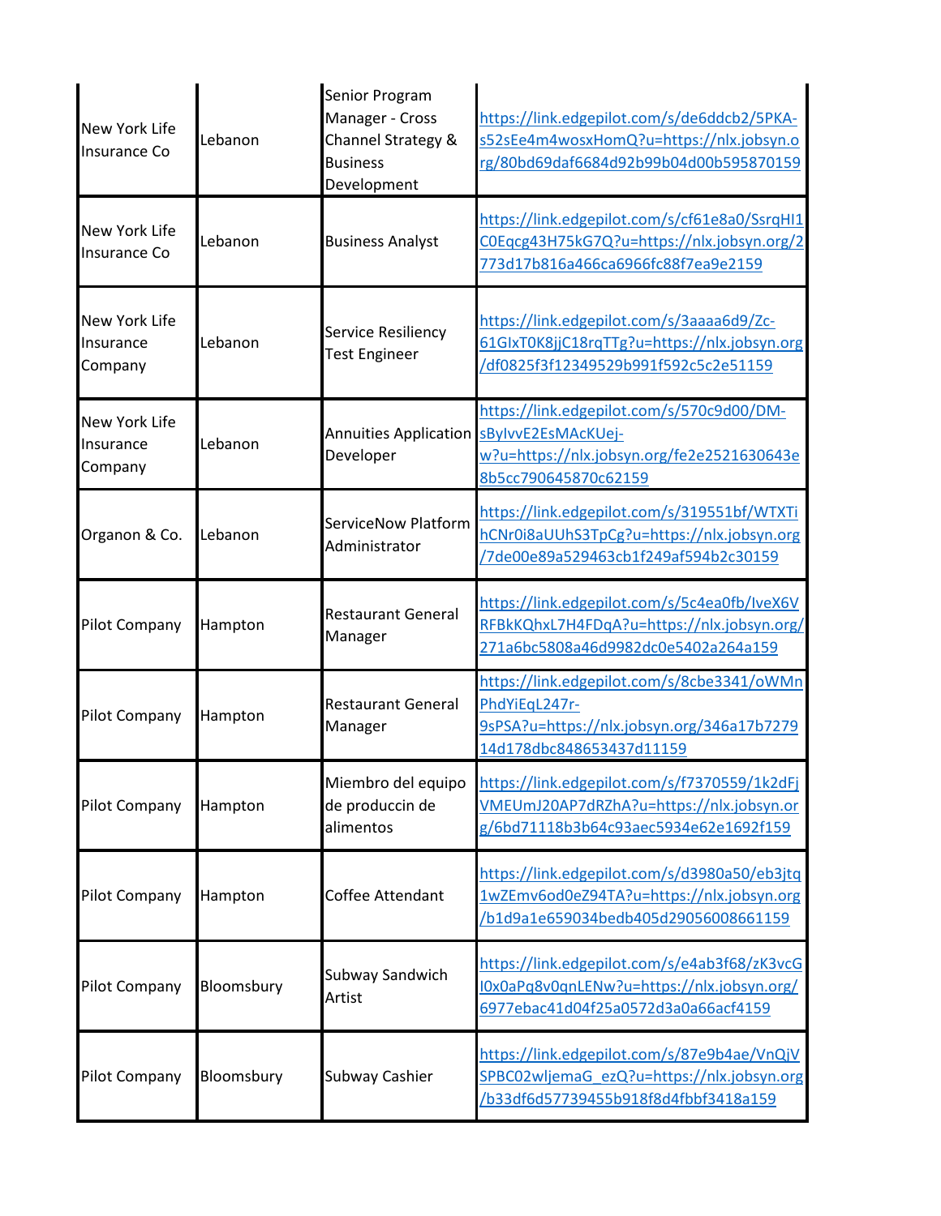| | | | |
|---|---|---|---|
| New York Life Insurance Co | Lebanon | Senior Program Manager - Cross Channel Strategy & Business Development | https://link.edgepilot.com/s/de6ddcb2/5PKA-s52sEe4m4wosxHomQ?u=https://nlx.jobsyn.org/80bd69daf6684d92b99b04d00b595870159 |
| New York Life Insurance Co | Lebanon | Business Analyst | https://link.edgepilot.com/s/cf61e8a0/SsrqHI1C0Eqcg43H75kG7Q?u=https://nlx.jobsyn.org/2773d17b816a466ca6966fc88f7ea9e2159 |
| New York Life Insurance Company | Lebanon | Service Resiliency Test Engineer | https://link.edgepilot.com/s/3aaaa6d9/Zc-61GIxT0K8jjC18rqTTg?u=https://nlx.jobsyn.org/df0825f3f12349529b991f592c5c2e51159 |
| New York Life Insurance Company | Lebanon | Annuities Application Developer | https://link.edgepilot.com/s/570c9d00/DM-sByIvvE2EsMAcKUej-w?u=https://nlx.jobsyn.org/fe2e2521630643e8b5cc790645870c62159 |
| Organon & Co. | Lebanon | ServiceNow Platform Administrator | https://link.edgepilot.com/s/319551bf/WTXTihCNr0i8aUUhS3TpCg?u=https://nlx.jobsyn.org/7de00e89a529463cb1f249af594b2c30159 |
| Pilot Company | Hampton | Restaurant General Manager | https://link.edgepilot.com/s/5c4ea0fb/IveX6VRFBkKQhxL7H4FDqA?u=https://nlx.jobsyn.org/271a6bc5808a46d9982dc0e5402a264a159 |
| Pilot Company | Hampton | Restaurant General Manager | https://link.edgepilot.com/s/8cbe3341/oWMnPhdYiEqL247r-9sPSA?u=https://nlx.jobsyn.org/346a17b727914d178dbc848653437d11159 |
| Pilot Company | Hampton | Miembro del equipo de produccin de alimentos | https://link.edgepilot.com/s/f7370559/1k2dFjVMEUmJ20AP7dRZhA?u=https://nlx.jobsyn.org/6bd71118b3b64c93aec5934e62e1692f159 |
| Pilot Company | Hampton | Coffee Attendant | https://link.edgepilot.com/s/d3980a50/eb3jtq1wZEmv6od0eZ94TA?u=https://nlx.jobsyn.org/b1d9a1e659034bedb405d29056008661159 |
| Pilot Company | Bloomsbury | Subway Sandwich Artist | https://link.edgepilot.com/s/e4ab3f68/zK3vcGI0x0aPq8v0qnLENw?u=https://nlx.jobsyn.org/6977ebac41d04f25a0572d3a0a66acf4159 |
| Pilot Company | Bloomsbury | Subway Cashier | https://link.edgepilot.com/s/87e9b4ae/VnQjVSPBC02wljemaG_ezQ?u=https://nlx.jobsyn.org/b33df6d57739455b918f8d4fbbf3418a159 |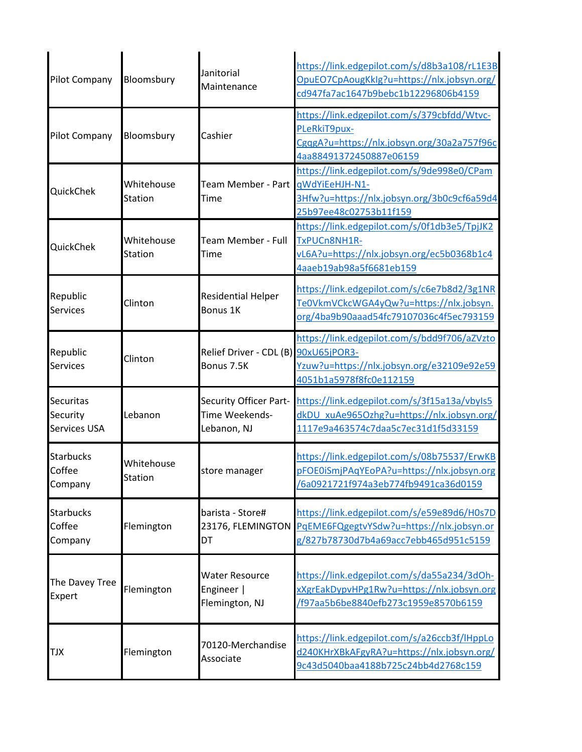| Pilot Company | Bloomsbury | Janitorial Maintenance | https://link.edgepilot.com/s/d8b3a108/rL1E3BOpuEO7CpAougKkIg?u=https://nlx.jobsyn.org/cd947fa7ac1647b9bebc1b12296806b4159 |
|---|---|---|---|
| Pilot Company | Bloomsbury | Cashier | https://link.edgepilot.com/s/379cbfdd/Wtvc-PLeRkiT9pux-CgqgA?u=https://nlx.jobsyn.org/30a2a757f96c4aa88491372450887e06159 |
| QuickChek | Whitehouse Station | Team Member - Part Time | https://link.edgepilot.com/s/9de998e0/CPamqWdYiEeHJH-N1-3Hfw?u=https://nlx.jobsyn.org/3b0c9cf6a59d425b97ee48c02753b11f159 |
| QuickChek | Whitehouse Station | Team Member - Full Time | https://link.edgepilot.com/s/0f1db3e5/TpjJK2TxPUCn8NH1R-vL6A?u=https://nlx.jobsyn.org/ec5b0368b1c44aaeb19ab98a5f6681eb159 |
| Republic Services | Clinton | Residential Helper Bonus 1K | https://link.edgepilot.com/s/c6e7b8d2/3g1NRTe0VkmVCkcWGA4yQw?u=https://nlx.jobsyn.org/4ba9b90aaad54fc79107036c4f5ec793159 |
| Republic Services | Clinton | Relief Driver - CDL (B) Bonus 7.5K | https://link.edgepilot.com/s/bdd9f706/aZVzto90xU65jPOR3-Yzuw?u=https://nlx.jobsyn.org/e32109e92e594051b1a5978f8fc0e112159 |
| Securitas Security Services USA | Lebanon | Security Officer Part-Time Weekends-Lebanon, NJ | https://link.edgepilot.com/s/3f15a13a/vbyIs5dkDU_xuAe965Ozhg?u=https://nlx.jobsyn.org/1117e9a463574c7daa5c7ec31d1f5d33159 |
| Starbucks Coffee Company | Whitehouse Station | store manager | https://link.edgepilot.com/s/08b75537/ErwKBpFOE0iSmjPAqYEoPA?u=https://nlx.jobsyn.org/6a0921721f974a3eb774fb9491ca36d0159 |
| Starbucks Coffee Company | Flemington | barista - Store# 23176, FLEMINGTON DT | https://link.edgepilot.com/s/e59e89d6/H0s7DPqEME6FQgegtvYSdw?u=https://nlx.jobsyn.org/827b78730d7b4a69acc7ebb465d951c5159 |
| The Davey Tree Expert | Flemington | Water Resource Engineer \| Flemington, NJ | https://link.edgepilot.com/s/da55a234/3dOh-xXgrEakDypvHPg1Rw?u=https://nlx.jobsyn.org/f97aa5b6be8840efb273c1959e8570b6159 |
| TJX | Flemington | 70120-Merchandise Associate | https://link.edgepilot.com/s/a26ccb3f/lHppLod240KHrXBkAFgyRA?u=https://nlx.jobsyn.org/9c43d5040baa4188b725c24bb4d2768c159 |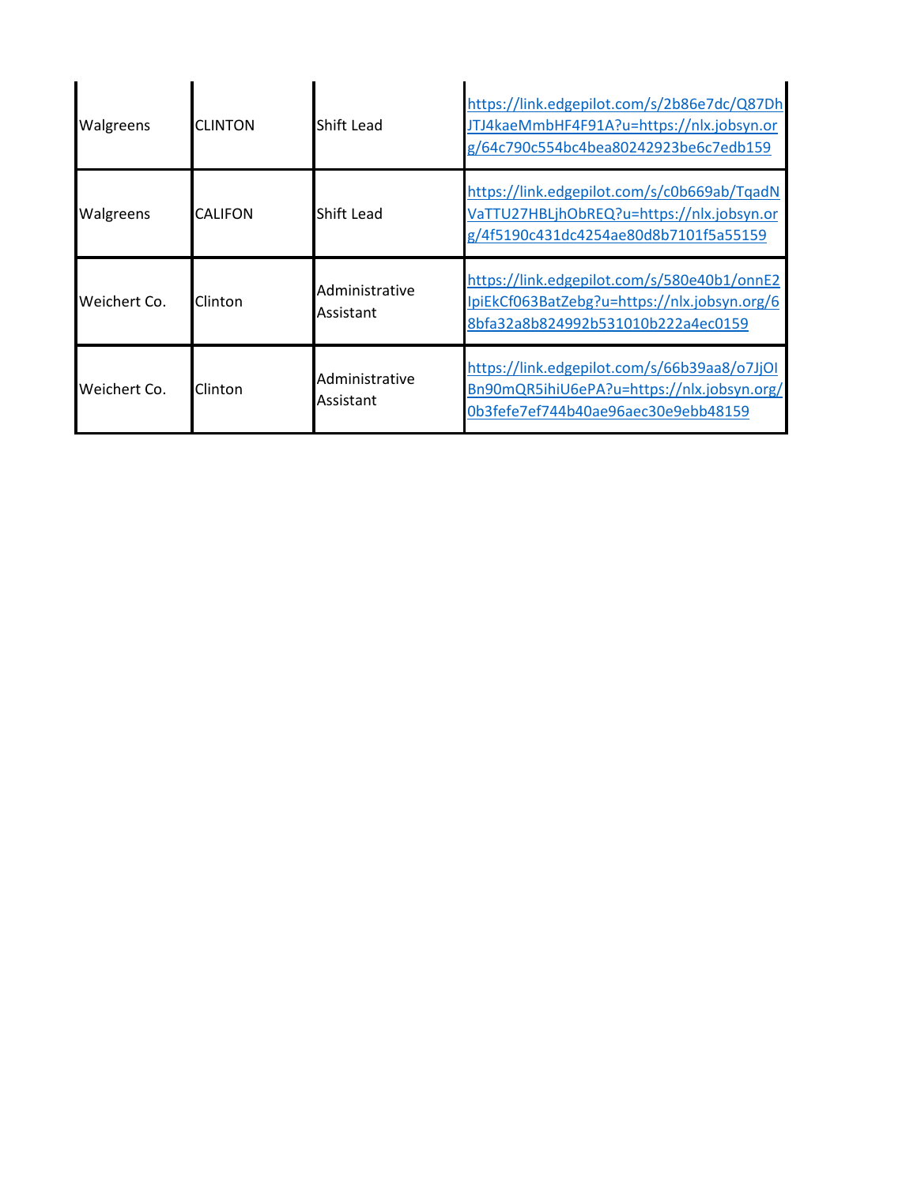| | | | |
|---|---|---|---|
| Walgreens | CLINTON | Shift Lead | https://link.edgepilot.com/s/2b86e7dc/Q87DhJTJ4kaeMmbHF4F91A?u=https://nlx.jobsyn.org/64c790c554bc4bea80242923be6c7edb159 |
| Walgreens | CALIFON | Shift Lead | https://link.edgepilot.com/s/c0b669ab/TqadNVaTTU27HBLjhObREQ?u=https://nlx.jobsyn.org/4f5190c431dc4254ae80d8b7101f5a55159 |
| Weichert Co. | Clinton | Administrative Assistant | https://link.edgepilot.com/s/580e40b1/onnE2IpiEkCf063BatZebg?u=https://nlx.jobsyn.org/68bfa32a8b824992b531010b222a4ec0159 |
| Weichert Co. | Clinton | Administrative Assistant | https://link.edgepilot.com/s/66b39aa8/o7JjOIBn90mQR5ihiU6ePA?u=https://nlx.jobsyn.org/0b3fefe7ef744b40ae96aec30e9ebb48159 |